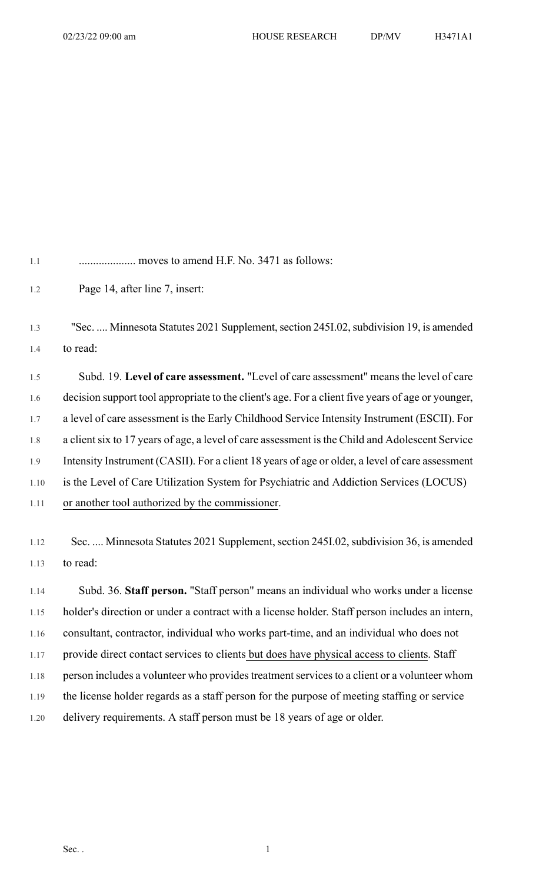.................... moves to amend H.F. No. 3471 as follows:

Page 14, after line 7, insert:

"Sec. .... Minnesota Statutes 2021 Supplement, section 245I.02, subdivision 19, is amended to read:

Subd. 19. **Level of care assessment.** "Level of care assessment" means the level of care decision support tool appropriate to the client's age. For a client five years of age or younger, a level of care assessment is the Early Childhood Service Intensity Instrument (ESCII). For a client six to 17 years of age, a level of care assessment is the Child and Adolescent Service Intensity Instrument (CASII). For a client 18 years of age or older, a level of care assessment is the Level of Care Utilization System for Psychiatric and Addiction Services (LOCUS) <u>or another tool authorized by the commissioner</u>.

Sec. .... Minnesota Statutes 2021 Supplement, section 245I.02, subdivision 36, is amended to read:

Subd. 36. **Staff person.** "Staff person" means an individual who works under a license holder's direction or under a contract with a license holder. Staff person includes an intern, consultant, contractor, individual who works part-time, and an individual who does not provide direct contact services to clients <u>but does have physical access to clients</u>. Staff person includes a volunteer who provides treatment services to a client or a volunteer whom the license holder regards as a staff person for the purpose of meeting staffing or service delivery requirements. A staff person must be 18 years of age or older.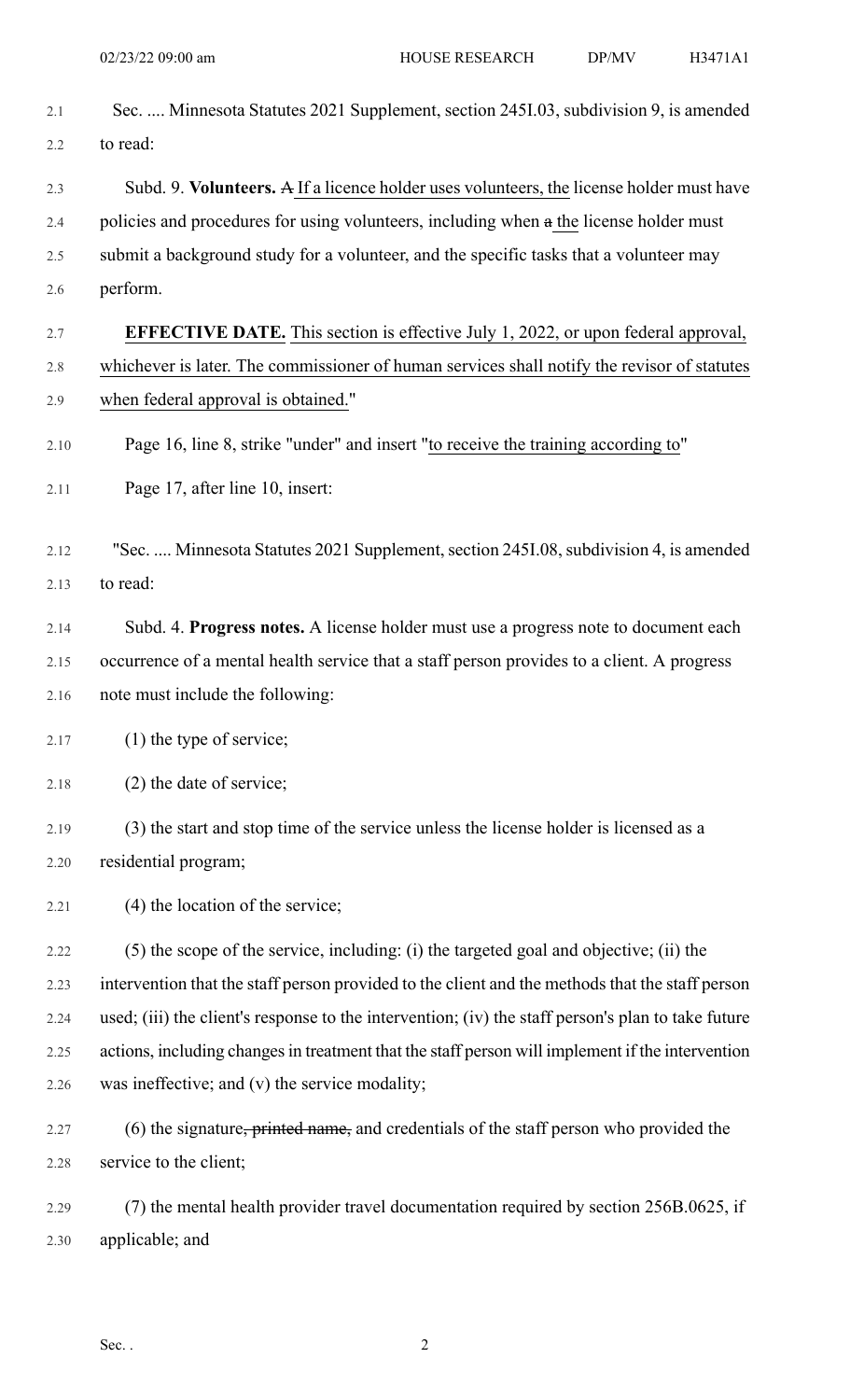Sec. .... Minnesota Statutes 2021 Supplement, section 245I.03, subdivision 9, is amended to read:

Subd. 9. **Volunteers.** ~~A~~ If a licence holder uses volunteers, the license holder must have policies and procedures for using volunteers, including when ~~a~~ the license holder must submit a background study for a volunteer, and the specific tasks that a volunteer may perform.

**EFFECTIVE DATE.** This section is effective July 1, 2022, or upon federal approval, whichever is later. The commissioner of human services shall notify the revisor of statutes when federal approval is obtained."

Page 16, line 8, strike "under" and insert "to receive the training according to"

Page 17, after line 10, insert:

"Sec. .... Minnesota Statutes 2021 Supplement, section 245I.08, subdivision 4, is amended to read:

Subd. 4. **Progress notes.** A license holder must use a progress note to document each occurrence of a mental health service that a staff person provides to a client. A progress note must include the following:

(1) the type of service;

(2) the date of service;

(3) the start and stop time of the service unless the license holder is licensed as a residential program;

(4) the location of the service;

(5) the scope of the service, including: (i) the targeted goal and objective; (ii) the intervention that the staff person provided to the client and the methods that the staff person used; (iii) the client's response to the intervention; (iv) the staff person's plan to take future actions, including changes in treatment that the staff person will implement if the intervention was ineffective; and (v) the service modality;

(6) the signature~~, printed name,~~ and credentials of the staff person who provided the service to the client;

(7) the mental health provider travel documentation required by section 256B.0625, if applicable; and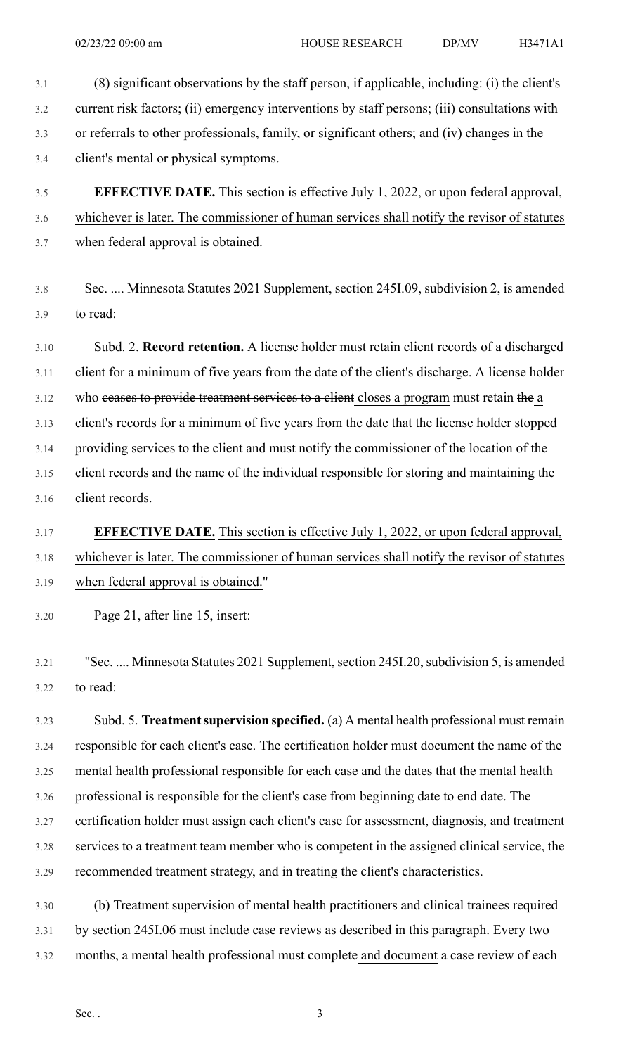(8) significant observations by the staff person, if applicable, including: (i) the client's current risk factors; (ii) emergency interventions by staff persons; (iii) consultations with or referrals to other professionals, family, or significant others; and (iv) changes in the client's mental or physical symptoms.

**EFFECTIVE DATE.** This section is effective July 1, 2022, or upon federal approval, whichever is later. The commissioner of human services shall notify the revisor of statutes when federal approval is obtained.

Sec. .... Minnesota Statutes 2021 Supplement, section 245I.09, subdivision 2, is amended to read:

Subd. 2. **Record retention.** A license holder must retain client records of a discharged client for a minimum of five years from the date of the client's discharge. A license holder who ~~ceases to provide treatment services to a client~~ closes a program must retain ~~the~~ a client's records for a minimum of five years from the date that the license holder stopped providing services to the client and must notify the commissioner of the location of the client records and the name of the individual responsible for storing and maintaining the client records.

**EFFECTIVE DATE.** This section is effective July 1, 2022, or upon federal approval, whichever is later. The commissioner of human services shall notify the revisor of statutes when federal approval is obtained."

Page 21, after line 15, insert:

"Sec. .... Minnesota Statutes 2021 Supplement, section 245I.20, subdivision 5, is amended to read:

Subd. 5. **Treatment supervision specified.** (a) A mental health professional must remain responsible for each client's case. The certification holder must document the name of the mental health professional responsible for each case and the dates that the mental health professional is responsible for the client's case from beginning date to end date. The certification holder must assign each client's case for assessment, diagnosis, and treatment services to a treatment team member who is competent in the assigned clinical service, the recommended treatment strategy, and in treating the client's characteristics.

(b) Treatment supervision of mental health practitioners and clinical trainees required by section 245I.06 must include case reviews as described in this paragraph. Every two months, a mental health professional must complete and document a case review of each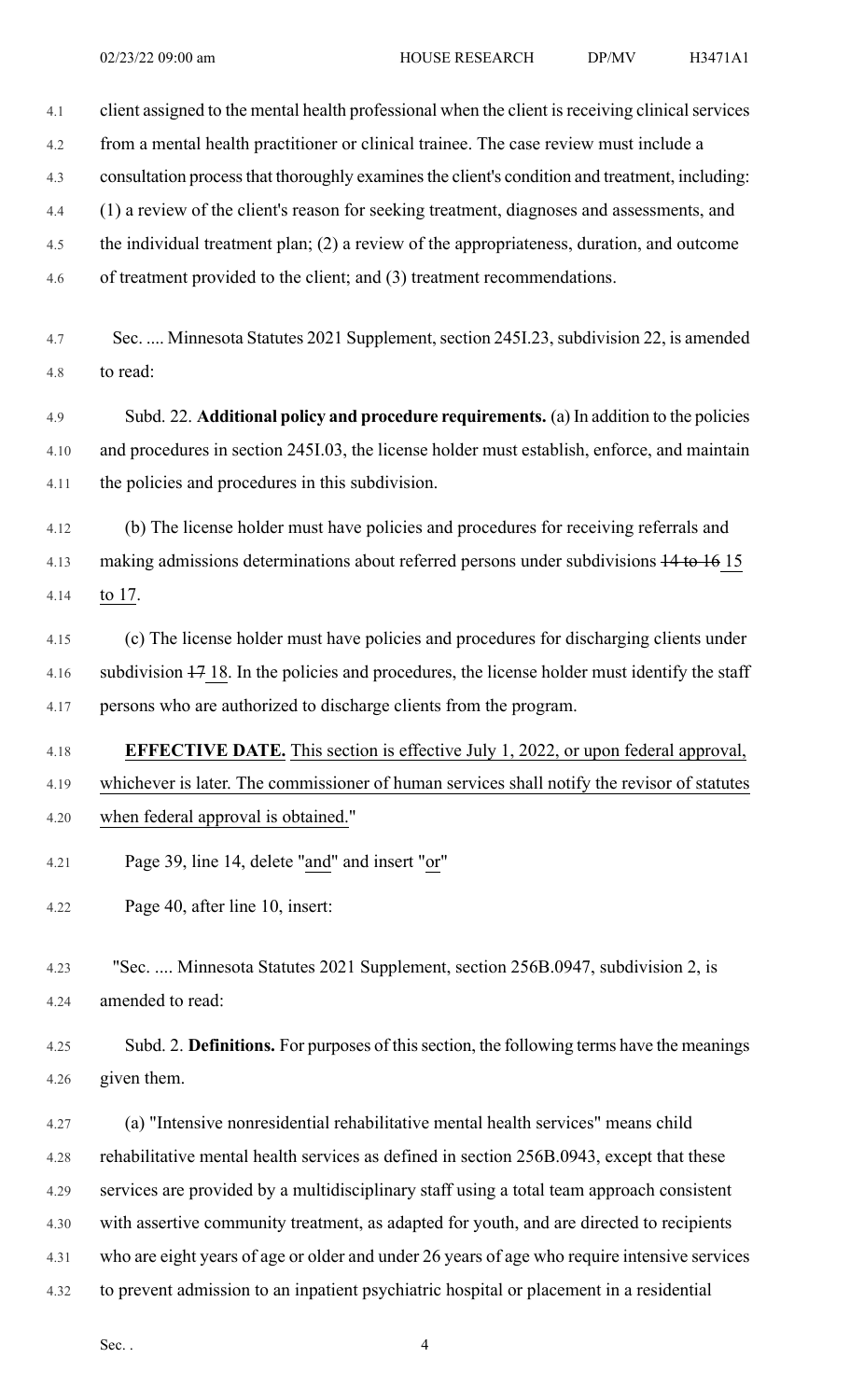client assigned to the mental health professional when the client is receiving clinical services from a mental health practitioner or clinical trainee. The case review must include a consultation process that thoroughly examines the client's condition and treatment, including: (1) a review of the client's reason for seeking treatment, diagnoses and assessments, and the individual treatment plan; (2) a review of the appropriateness, duration, and outcome of treatment provided to the client; and (3) treatment recommendations.

Sec. .... Minnesota Statutes 2021 Supplement, section 245I.23, subdivision 22, is amended to read:

Subd. 22. **Additional policy and procedure requirements.** (a) In addition to the policies and procedures in section 245I.03, the license holder must establish, enforce, and maintain the policies and procedures in this subdivision.

(b) The license holder must have policies and procedures for receiving referrals and making admissions determinations about referred persons under subdivisions ~~14 to 16~~ 15 to 17.

(c) The license holder must have policies and procedures for discharging clients under subdivision ~~17~~ 18. In the policies and procedures, the license holder must identify the staff persons who are authorized to discharge clients from the program.

**EFFECTIVE DATE.** This section is effective July 1, 2022, or upon federal approval, whichever is later. The commissioner of human services shall notify the revisor of statutes when federal approval is obtained."

Page 39, line 14, delete "and" and insert "or"

Page 40, after line 10, insert:

"Sec. .... Minnesota Statutes 2021 Supplement, section 256B.0947, subdivision 2, is amended to read:

Subd. 2. **Definitions.** For purposes of this section, the following terms have the meanings given them.

(a) "Intensive nonresidential rehabilitative mental health services" means child rehabilitative mental health services as defined in section 256B.0943, except that these services are provided by a multidisciplinary staff using a total team approach consistent with assertive community treatment, as adapted for youth, and are directed to recipients who are eight years of age or older and under 26 years of age who require intensive services to prevent admission to an inpatient psychiatric hospital or placement in a residential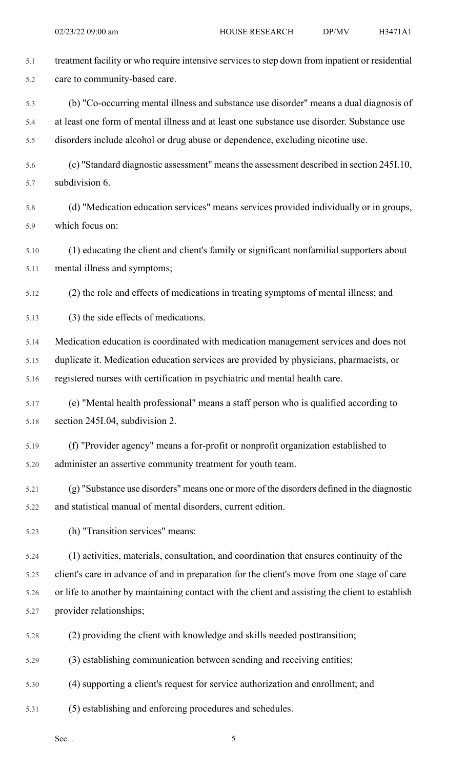treatment facility or who require intensive services to step down from inpatient or residential care to community-based care.

(b) "Co-occurring mental illness and substance use disorder" means a dual diagnosis of at least one form of mental illness and at least one substance use disorder. Substance use disorders include alcohol or drug abuse or dependence, excluding nicotine use.

(c) "Standard diagnostic assessment" means the assessment described in section 245I.10, subdivision 6.

(d) "Medication education services" means services provided individually or in groups, which focus on:

(1) educating the client and client's family or significant nonfamilial supporters about mental illness and symptoms;

(2) the role and effects of medications in treating symptoms of mental illness; and

(3) the side effects of medications.

Medication education is coordinated with medication management services and does not duplicate it. Medication education services are provided by physicians, pharmacists, or registered nurses with certification in psychiatric and mental health care.

(e) "Mental health professional" means a staff person who is qualified according to section 245I.04, subdivision 2.

(f) "Provider agency" means a for-profit or nonprofit organization established to administer an assertive community treatment for youth team.

(g) "Substance use disorders" means one or more of the disorders defined in the diagnostic and statistical manual of mental disorders, current edition.

(h) "Transition services" means:

(1) activities, materials, consultation, and coordination that ensures continuity of the client's care in advance of and in preparation for the client's move from one stage of care or life to another by maintaining contact with the client and assisting the client to establish provider relationships;

(2) providing the client with knowledge and skills needed posttransition;

(3) establishing communication between sending and receiving entities;

(4) supporting a client's request for service authorization and enrollment; and

(5) establishing and enforcing procedures and schedules.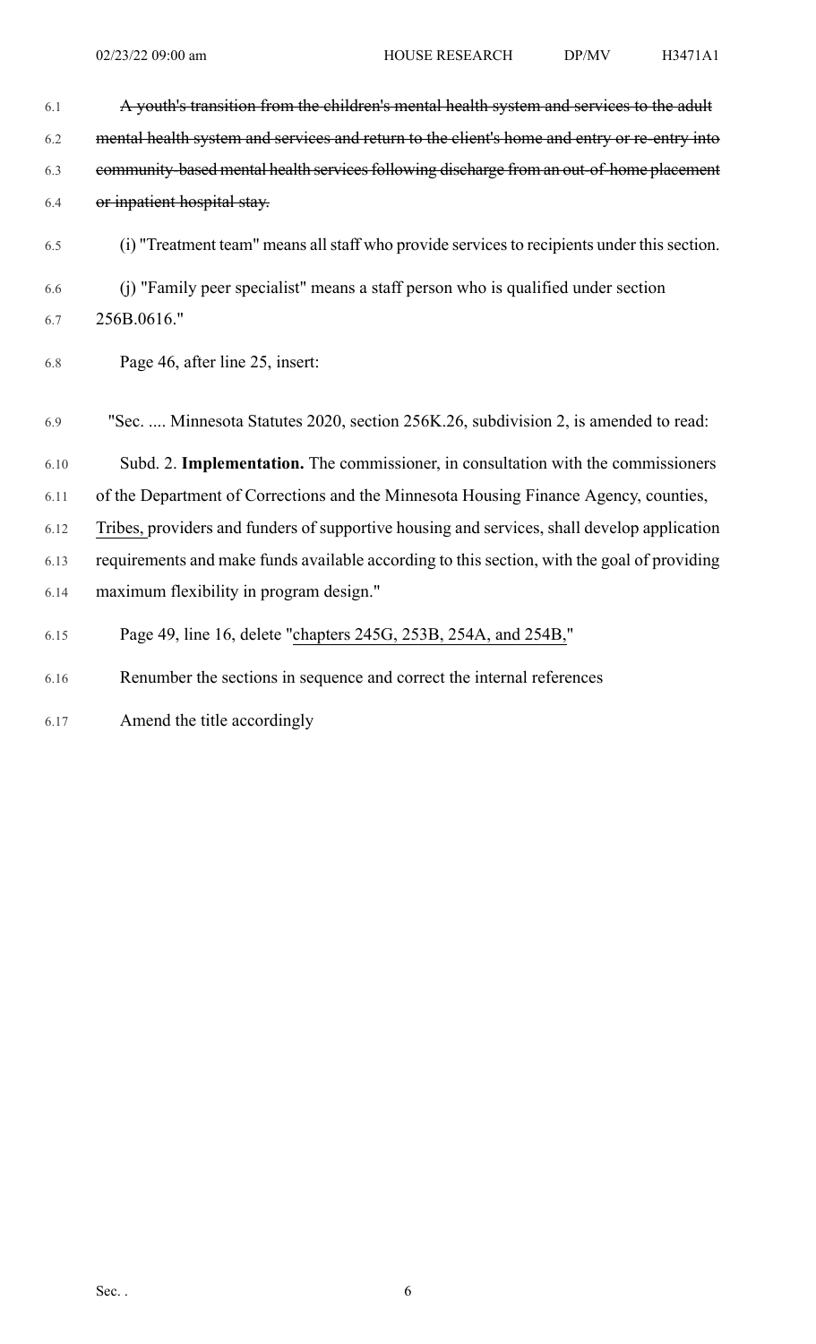~~A youth's transition from the children's mental health system and services to the adult mental health system and services and return to the client's home and entry or re-entry into community-based mental health services following discharge from an out-of-home placement or inpatient hospital stay.~~

(i) "Treatment team" means all staff who provide services to recipients under this section.

(j) "Family peer specialist" means a staff person who is qualified under section 256B.0616."

Page 46, after line 25, insert:

"Sec. .... Minnesota Statutes 2020, section 256K.26, subdivision 2, is amended to read:

Subd. 2. **Implementation.** The commissioner, in consultation with the commissioners of the Department of Corrections and the Minnesota Housing Finance Agency, counties, Tribes, providers and funders of supportive housing and services, shall develop application requirements and make funds available according to this section, with the goal of providing maximum flexibility in program design."

Page 49, line 16, delete "chapters 245G, 253B, 254A, and 254B,"

Renumber the sections in sequence and correct the internal references

Amend the title accordingly